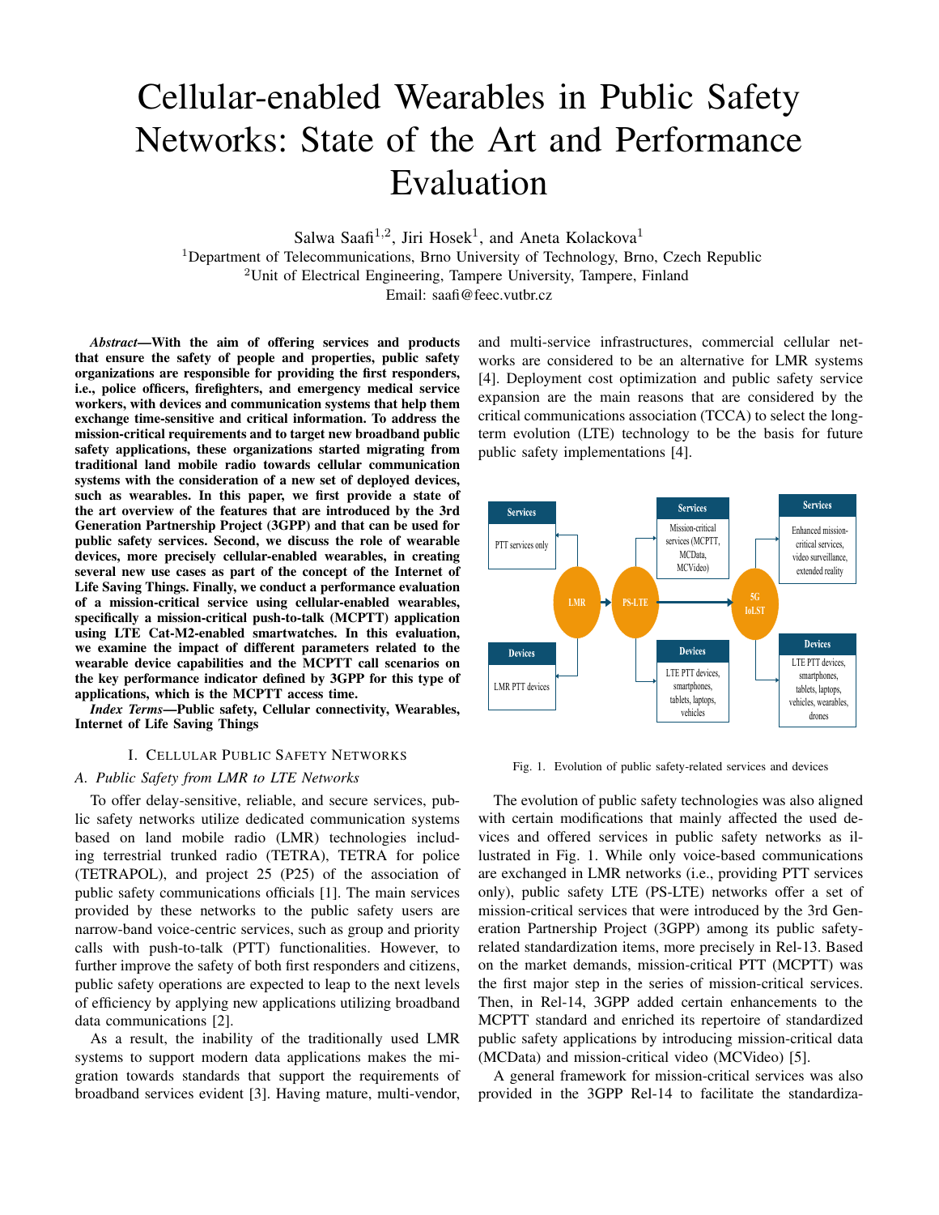# Cellular-enabled Wearables in Public Safety Networks: State of the Art and Performance Evaluation

Salwa Saafi[1,2], Jiri Hosek[1], and Aneta Kolackova[1]

[1]Department of Telecommunications, Brno University of Technology, Brno, Czech Republic
[2]Unit of Electrical Engineering, Tampere University, Tampere, Finland
Email: saafi@feec.vutbr.cz

***Abstract*—With the aim of offering services and products that ensure the safety of people and properties, public safety organizations are responsible for providing the first responders, i.e., police officers, firefighters, and emergency medical service workers, with devices and communication systems that help them exchange time-sensitive and critical information. To address the mission-critical requirements and to target new broadband public safety applications, these organizations started migrating from traditional land mobile radio towards cellular communication systems with the consideration of a new set of deployed devices, such as wearables. In this paper, we first provide a state of the art overview of the features that are introduced by the 3rd Generation Partnership Project (3GPP) and that can be used for public safety services. Second, we discuss the role of wearable devices, more precisely cellular-enabled wearables, in creating several new use cases as part of the concept of the Internet of Life Saving Things. Finally, we conduct a performance evaluation of a mission-critical service using cellular-enabled wearables, specifically a mission-critical push-to-talk (MCPTT) application using LTE Cat-M2-enabled smartwatches. In this evaluation, we examine the impact of different parameters related to the wearable device capabilities and the MCPTT call scenarios on the key performance indicator defined by 3GPP for this type of applications, which is the MCPTT access time.**

***Index Terms*—Public safety, Cellular connectivity, Wearables, Internet of Life Saving Things**

## I. Cellular Public Safety Networks

### A. Public Safety from LMR to LTE Networks

To offer delay-sensitive, reliable, and secure services, public safety networks utilize dedicated communication systems based on land mobile radio (LMR) technologies including terrestrial trunked radio (TETRA), TETRA for police (TETRAPOL), and project 25 (P25) of the association of public safety communications officials [1]. The main services provided by these networks to the public safety users are narrow-band voice-centric services, such as group and priority calls with push-to-talk (PTT) functionalities. However, to further improve the safety of both first responders and citizens, public safety operations are expected to leap to the next levels of efficiency by applying new applications utilizing broadband data communications [2].

As a result, the inability of the traditionally used LMR systems to support modern data applications makes the migration towards standards that support the requirements of broadband services evident [3]. Having mature, multi-vendor, and multi-service infrastructures, commercial cellular networks are considered to be an alternative for LMR systems [4]. Deployment cost optimization and public safety service expansion are the main reasons that are considered by the critical communications association (TCCA) to select the long-term evolution (LTE) technology to be the basis for future public safety implementations [4].

Fig. 1. Evolution of public safety-related services and devices

The evolution of public safety technologies was also aligned with certain modifications that mainly affected the used devices and offered services in public safety networks as illustrated in Fig. 1. While only voice-based communications are exchanged in LMR networks (i.e., providing PTT services only), public safety LTE (PS-LTE) networks offer a set of mission-critical services that were introduced by the 3rd Generation Partnership Project (3GPP) among its public safety-related standardization items, more precisely in Rel-13. Based on the market demands, mission-critical PTT (MCPTT) was the first major step in the series of mission-critical services. Then, in Rel-14, 3GPP added certain enhancements to the MCPTT standard and enriched its repertoire of standardized public safety applications by introducing mission-critical data (MCData) and mission-critical video (MCVideo) [5].

A general framework for mission-critical services was also provided in the 3GPP Rel-14 to facilitate the standardiza-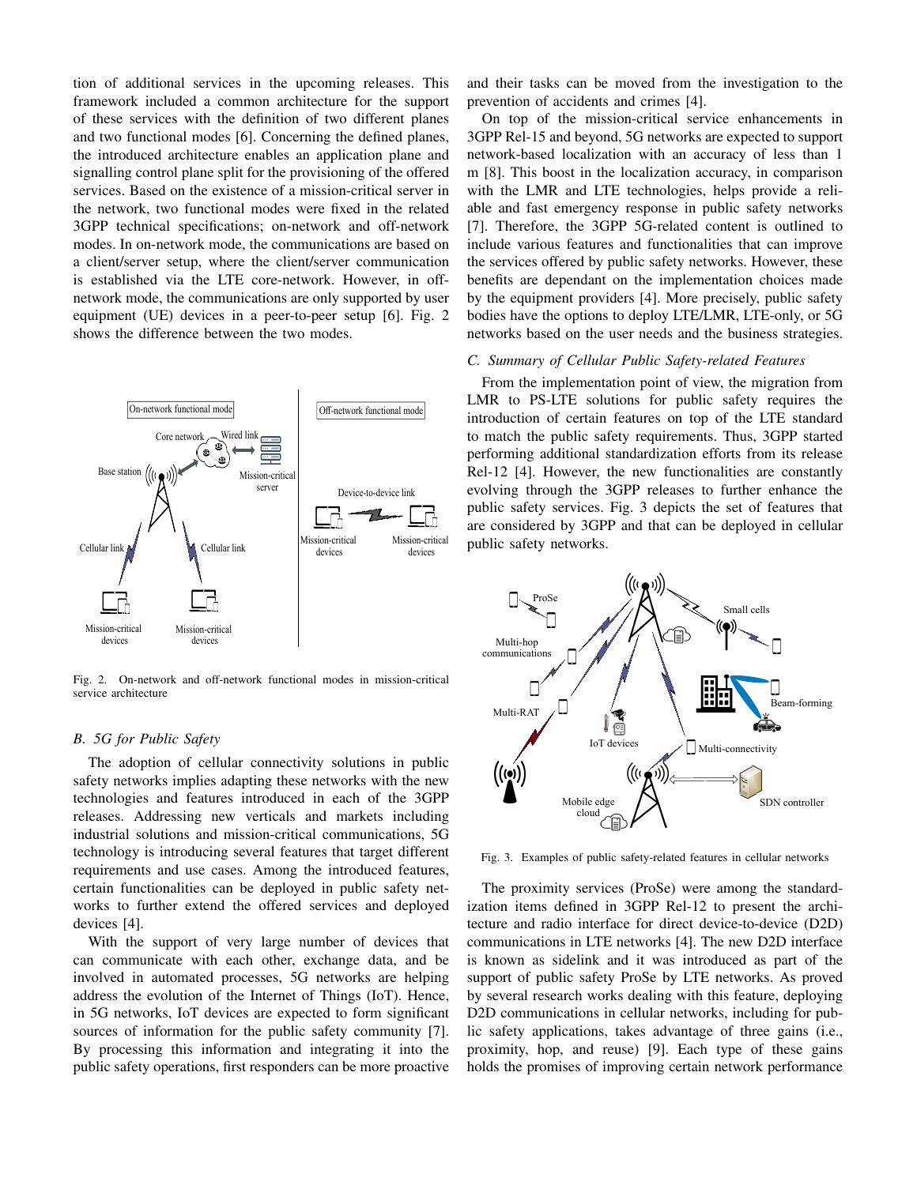tion of additional services in the upcoming releases. This framework included a common architecture for the support of these services with the definition of two different planes and two functional modes [6]. Concerning the defined planes, the introduced architecture enables an application plane and signalling control plane split for the provisioning of the offered services. Based on the existence of a mission-critical server in the network, two functional modes were fixed in the related 3GPP technical specifications; on-network and off-network modes. In on-network mode, the communications are based on a client/server setup, where the client/server communication is established via the LTE core-network. However, in off-network mode, the communications are only supported by user equipment (UE) devices in a peer-to-peer setup [6]. Fig. 2 shows the difference between the two modes.

Fig. 2. On-network and off-network functional modes in mission-critical service architecture

### B. 5G for Public Safety

The adoption of cellular connectivity solutions in public safety networks implies adapting these networks with the new technologies and features introduced in each of the 3GPP releases. Addressing new verticals and markets including industrial solutions and mission-critical communications, 5G technology is introducing several features that target different requirements and use cases. Among the introduced features, certain functionalities can be deployed in public safety networks to further extend the offered services and deployed devices [4].

With the support of very large number of devices that can communicate with each other, exchange data, and be involved in automated processes, 5G networks are helping address the evolution of the Internet of Things (IoT). Hence, in 5G networks, IoT devices are expected to form significant sources of information for the public safety community [7]. By processing this information and integrating it into the public safety operations, first responders can be more proactive and their tasks can be moved from the investigation to the prevention of accidents and crimes [4].

On top of the mission-critical service enhancements in 3GPP Rel-15 and beyond, 5G networks are expected to support network-based localization with an accuracy of less than 1 m [8]. This boost in the localization accuracy, in comparison with the LMR and LTE technologies, helps provide a reliable and fast emergency response in public safety networks [7]. Therefore, the 3GPP 5G-related content is outlined to include various features and functionalities that can improve the services offered by public safety networks. However, these benefits are dependant on the implementation choices made by the equipment providers [4]. More precisely, public safety bodies have the options to deploy LTE/LMR, LTE-only, or 5G networks based on the user needs and the business strategies.

### C. Summary of Cellular Public Safety-related Features

From the implementation point of view, the migration from LMR to PS-LTE solutions for public safety requires the introduction of certain features on top of the LTE standard to match the public safety requirements. Thus, 3GPP started performing additional standardization efforts from its release Rel-12 [4]. However, the new functionalities are constantly evolving through the 3GPP releases to further enhance the public safety services. Fig. 3 depicts the set of features that are considered by 3GPP and that can be deployed in cellular public safety networks.

Fig. 3. Examples of public safety-related features in cellular networks

The proximity services (ProSe) were among the standardization items defined in 3GPP Rel-12 to present the architecture and radio interface for direct device-to-device (D2D) communications in LTE networks [4]. The new D2D interface is known as sidelink and it was introduced as part of the support of public safety ProSe by LTE networks. As proved by several research works dealing with this feature, deploying D2D communications in cellular networks, including for public safety applications, takes advantage of three gains (i.e., proximity, hop, and reuse) [9]. Each type of these gains holds the promises of improving certain network performance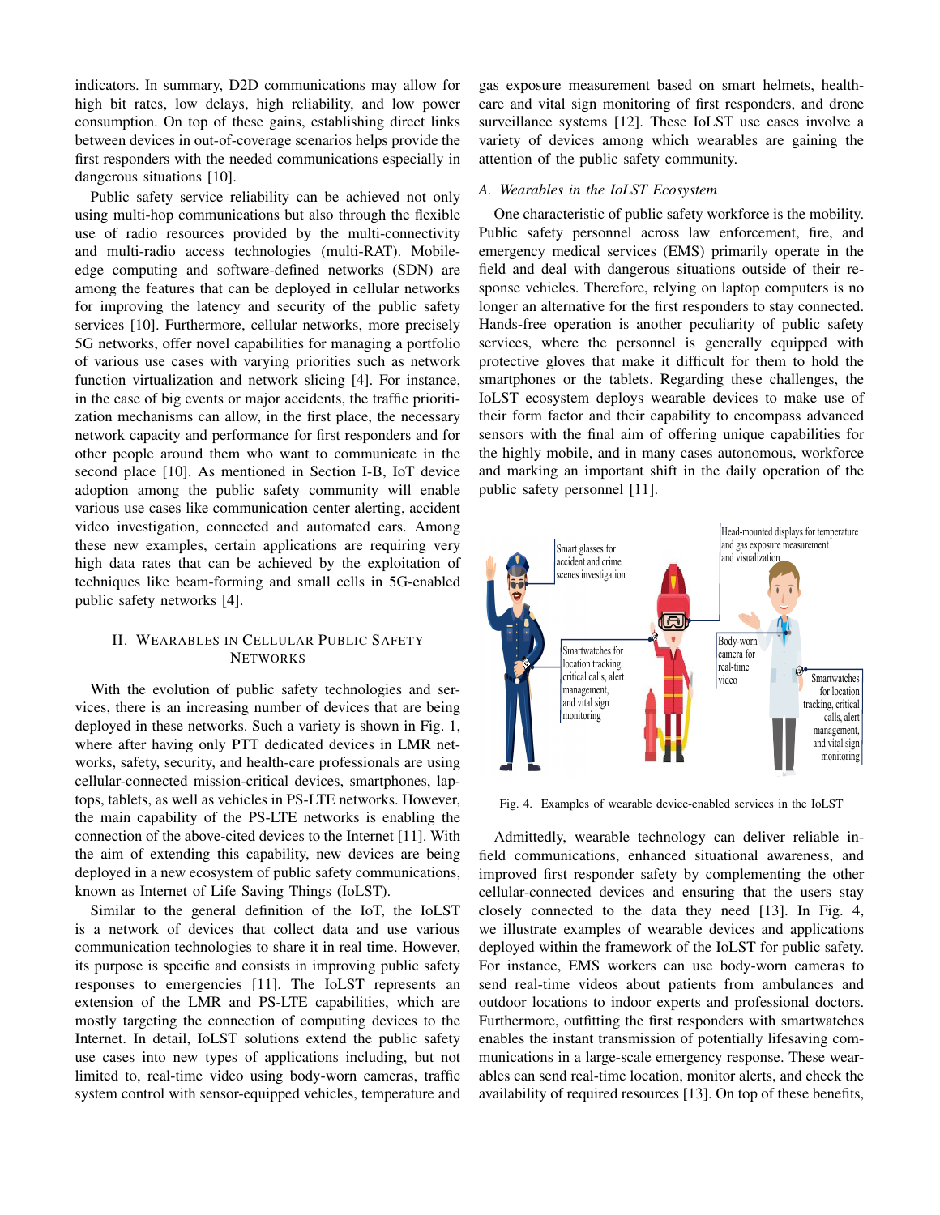indicators. In summary, D2D communications may allow for high bit rates, low delays, high reliability, and low power consumption. On top of these gains, establishing direct links between devices in out-of-coverage scenarios helps provide the first responders with the needed communications especially in dangerous situations [10].

Public safety service reliability can be achieved not only using multi-hop communications but also through the flexible use of radio resources provided by the multi-connectivity and multi-radio access technologies (multi-RAT). Mobile-edge computing and software-defined networks (SDN) are among the features that can be deployed in cellular networks for improving the latency and security of the public safety services [10]. Furthermore, cellular networks, more precisely 5G networks, offer novel capabilities for managing a portfolio of various use cases with varying priorities such as network function virtualization and network slicing [4]. For instance, in the case of big events or major accidents, the traffic prioritization mechanisms can allow, in the first place, the necessary network capacity and performance for first responders and for other people around them who want to communicate in the second place [10]. As mentioned in Section I-B, IoT device adoption among the public safety community will enable various use cases like communication center alerting, accident video investigation, connected and automated cars. Among these new examples, certain applications are requiring very high data rates that can be achieved by the exploitation of techniques like beam-forming and small cells in 5G-enabled public safety networks [4].

## II. Wearables in Cellular Public Safety Networks

With the evolution of public safety technologies and services, there is an increasing number of devices that are being deployed in these networks. Such a variety is shown in Fig. 1, where after having only PTT dedicated devices in LMR networks, safety, security, and health-care professionals are using cellular-connected mission-critical devices, smartphones, laptops, tablets, as well as vehicles in PS-LTE networks. However, the main capability of the PS-LTE networks is enabling the connection of the above-cited devices to the Internet [11]. With the aim of extending this capability, new devices are being deployed in a new ecosystem of public safety communications, known as Internet of Life Saving Things (IoLST).

Similar to the general definition of the IoT, the IoLST is a network of devices that collect data and use various communication technologies to share it in real time. However, its purpose is specific and consists in improving public safety responses to emergencies [11]. The IoLST represents an extension of the LMR and PS-LTE capabilities, which are mostly targeting the connection of computing devices to the Internet. In detail, IoLST solutions extend the public safety use cases into new types of applications including, but not limited to, real-time video using body-worn cameras, traffic system control with sensor-equipped vehicles, temperature and gas exposure measurement based on smart helmets, health-care and vital sign monitoring of first responders, and drone surveillance systems [12]. These IoLST use cases involve a variety of devices among which wearables are gaining the attention of the public safety community.

### *A. Wearables in the IoLST Ecosystem*

One characteristic of public safety workforce is the mobility. Public safety personnel across law enforcement, fire, and emergency medical services (EMS) primarily operate in the field and deal with dangerous situations outside of their response vehicles. Therefore, relying on laptop computers is no longer an alternative for the first responders to stay connected. Hands-free operation is another peculiarity of public safety services, where the personnel is generally equipped with protective gloves that make it difficult for them to hold the smartphones or the tablets. Regarding these challenges, the IoLST ecosystem deploys wearable devices to make use of their form factor and their capability to encompass advanced sensors with the final aim of offering unique capabilities for the highly mobile, and in many cases autonomous, workforce and marking an important shift in the daily operation of the public safety personnel [11].

Fig. 4. Examples of wearable device-enabled services in the IoLST

Admittedly, wearable technology can deliver reliable in-field communications, enhanced situational awareness, and improved first responder safety by complementing the other cellular-connected devices and ensuring that the users stay closely connected to the data they need [13]. In Fig. 4, we illustrate examples of wearable devices and applications deployed within the framework of the IoLST for public safety. For instance, EMS workers can use body-worn cameras to send real-time videos about patients from ambulances and outdoor locations to indoor experts and professional doctors. Furthermore, outfitting the first responders with smartwatches enables the instant transmission of potentially lifesaving communications in a large-scale emergency response. These wearables can send real-time location, monitor alerts, and check the availability of required resources [13]. On top of these benefits,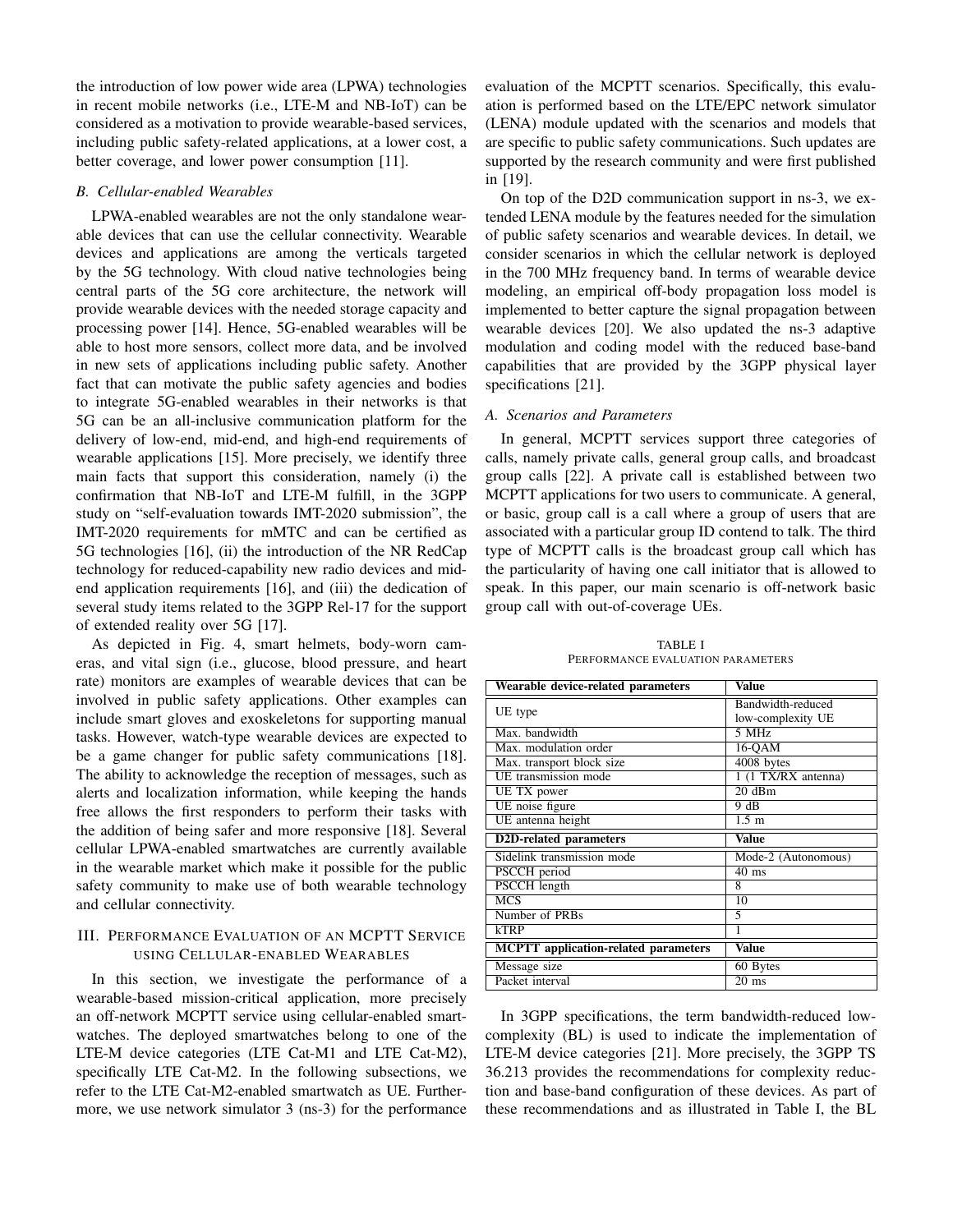the introduction of low power wide area (LPWA) technologies in recent mobile networks (i.e., LTE-M and NB-IoT) can be considered as a motivation to provide wearable-based services, including public safety-related applications, at a lower cost, a better coverage, and lower power consumption [11].

### B. Cellular-enabled Wearables

LPWA-enabled wearables are not the only standalone wearable devices that can use the cellular connectivity. Wearable devices and applications are among the verticals targeted by the 5G technology. With cloud native technologies being central parts of the 5G core architecture, the network will provide wearable devices with the needed storage capacity and processing power [14]. Hence, 5G-enabled wearables will be able to host more sensors, collect more data, and be involved in new sets of applications including public safety. Another fact that can motivate the public safety agencies and bodies to integrate 5G-enabled wearables in their networks is that 5G can be an all-inclusive communication platform for the delivery of low-end, mid-end, and high-end requirements of wearable applications [15]. More precisely, we identify three main facts that support this consideration, namely (i) the confirmation that NB-IoT and LTE-M fulfill, in the 3GPP study on "self-evaluation towards IMT-2020 submission", the IMT-2020 requirements for mMTC and can be certified as 5G technologies [16], (ii) the introduction of the NR RedCap technology for reduced-capability new radio devices and mid-end application requirements [16], and (iii) the dedication of several study items related to the 3GPP Rel-17 for the support of extended reality over 5G [17].

As depicted in Fig. 4, smart helmets, body-worn cameras, and vital sign (i.e., glucose, blood pressure, and heart rate) monitors are examples of wearable devices that can be involved in public safety applications. Other examples can include smart gloves and exoskeletons for supporting manual tasks. However, watch-type wearable devices are expected to be a game changer for public safety communications [18]. The ability to acknowledge the reception of messages, such as alerts and localization information, while keeping the hands free allows the first responders to perform their tasks with the addition of being safer and more responsive [18]. Several cellular LPWA-enabled smartwatches are currently available in the wearable market which make it possible for the public safety community to make use of both wearable technology and cellular connectivity.

## III. Performance Evaluation of an MCPTT Service using Cellular-enabled Wearables

In this section, we investigate the performance of a wearable-based mission-critical application, more precisely an off-network MCPTT service using cellular-enabled smartwatches. The deployed smartwatches belong to one of the LTE-M device categories (LTE Cat-M1 and LTE Cat-M2), specifically LTE Cat-M2. In the following subsections, we refer to the LTE Cat-M2-enabled smartwatch as UE. Furthermore, we use network simulator 3 (ns-3) for the performance evaluation of the MCPTT scenarios. Specifically, this evaluation is performed based on the LTE/EPC network simulator (LENA) module updated with the scenarios and models that are specific to public safety communications. Such updates are supported by the research community and were first published in [19].

On top of the D2D communication support in ns-3, we extended LENA module by the features needed for the simulation of public safety scenarios and wearable devices. In detail, we consider scenarios in which the cellular network is deployed in the 700 MHz frequency band. In terms of wearable device modeling, an empirical off-body propagation loss model is implemented to better capture the signal propagation between wearable devices [20]. We also updated the ns-3 adaptive modulation and coding model with the reduced base-band capabilities that are provided by the 3GPP physical layer specifications [21].

### A. Scenarios and Parameters

In general, MCPTT services support three categories of calls, namely private calls, general group calls, and broadcast group calls [22]. A private call is established between two MCPTT applications for two users to communicate. A general, or basic, group call is a call where a group of users that are associated with a particular group ID contend to talk. The third type of MCPTT calls is the broadcast group call which has the particularity of having one call initiator that is allowed to speak. In this paper, our main scenario is off-network basic group call with out-of-coverage UEs.

TABLE I
PERFORMANCE EVALUATION PARAMETERS

| Wearable device-related parameters | Value |
|---|---|
| UE type | Bandwidth-reduced low-complexity UE |
| Max. bandwidth | 5 MHz |
| Max. modulation order | 16-QAM |
| Max. transport block size | 4008 bytes |
| UE transmission mode | 1 (1 TX/RX antenna) |
| UE TX power | 20 dBm |
| UE noise figure | 9 dB |
| UE antenna height | 1.5 m |
| **D2D-related parameters** | **Value** |
| Sidelink transmission mode | Mode-2 (Autonomous) |
| PSCCH period | 40 ms |
| PSCCH length | 8 |
| MCS | 10 |
| Number of PRBs | 5 |
| kTRP | 1 |
| **MCPTT application-related parameters** | **Value** |
| Message size | 60 Bytes |
| Packet interval | 20 ms |

In 3GPP specifications, the term bandwidth-reduced low-complexity (BL) is used to indicate the implementation of LTE-M device categories [21]. More precisely, the 3GPP TS 36.213 provides the recommendations for complexity reduction and base-band configuration of these devices. As part of these recommendations and as illustrated in Table I, the BL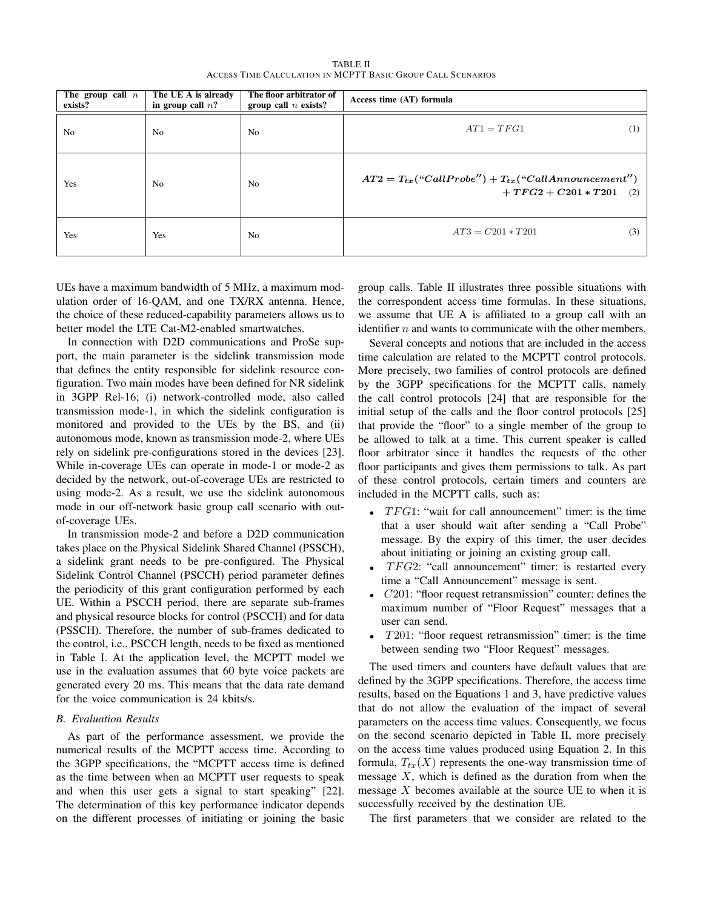TABLE II
ACCESS TIME CALCULATION IN MCPTT BASIC GROUP CALL SCENARIOS

| The group call $n$ exists? | The UE A is already in group call $n$? | The floor arbitrator of group call $n$ exists? | Access time (AT) formula |
|---|---|---|---|
| No | No | No | $AT1 = TFG1 \quad (1)$ |
| Yes | No | No | $\boldsymbol{AT2 = T_{tx}(``CallProbe'') + T_{tx}(``CallAnnouncement'') + TFG2 + C201 * T201} \quad (2)$ |
| Yes | Yes | No | $AT3 = C201 * T201 \quad (3)$ |

UEs have a maximum bandwidth of 5 MHz, a maximum modulation order of 16-QAM, and one TX/RX antenna. Hence, the choice of these reduced-capability parameters allows us to better model the LTE Cat-M2-enabled smartwatches.

In connection with D2D communications and ProSe support, the main parameter is the sidelink transmission mode that defines the entity responsible for sidelink resource configuration. Two main modes have been defined for NR sidelink in 3GPP Rel-16; (i) network-controlled mode, also called transmission mode-1, in which the sidelink configuration is monitored and provided to the UEs by the BS, and (ii) autonomous mode, known as transmission mode-2, where UEs rely on sidelink pre-configurations stored in the devices [23]. While in-coverage UEs can operate in mode-1 or mode-2 as decided by the network, out-of-coverage UEs are restricted to using mode-2. As a result, we use the sidelink autonomous mode in our off-network basic group call scenario with out-of-coverage UEs.

In transmission mode-2 and before a D2D communication takes place on the Physical Sidelink Shared Channel (PSSCH), a sidelink grant needs to be pre-configured. The Physical Sidelink Control Channel (PSCCH) period parameter defines the periodicity of this grant configuration performed by each UE. Within a PSCCH period, there are separate sub-frames and physical resource blocks for control (PSCCH) and for data (PSSCH). Therefore, the number of sub-frames dedicated to the control, i.e., PSCCH length, needs to be fixed as mentioned in Table I. At the application level, the MCPTT model we use in the evaluation assumes that 60 byte voice packets are generated every 20 ms. This means that the data rate demand for the voice communication is 24 kbits/s.

### B. Evaluation Results

As part of the performance assessment, we provide the numerical results of the MCPTT access time. According to the 3GPP specifications, the "MCPTT access time is defined as the time between when an MCPTT user requests to speak and when this user gets a signal to start speaking" [22]. The determination of this key performance indicator depends on the different processes of initiating or joining the basic group calls. Table II illustrates three possible situations with the correspondent access time formulas. In these situations, we assume that UE A is affiliated to a group call with an identifier $n$ and wants to communicate with the other members.

Several concepts and notions that are included in the access time calculation are related to the MCPTT control protocols. More precisely, two families of control protocols are defined by the 3GPP specifications for the MCPTT calls, namely the call control protocols [24] that are responsible for the initial setup of the calls and the floor control protocols [25] that provide the "floor" to a single member of the group to be allowed to talk at a time. This current speaker is called floor arbitrator since it handles the requests of the other floor participants and gives them permissions to talk. As part of these control protocols, certain timers and counters are included in the MCPTT calls, such as:

- $TFG1$: "wait for call announcement" timer: is the time that a user should wait after sending a "Call Probe" message. By the expiry of this timer, the user decides about initiating or joining an existing group call.
- $TFG2$: "call announcement" timer: is restarted every time a "Call Announcement" message is sent.
- $C201$: "floor request retransmission" counter: defines the maximum number of "Floor Request" messages that a user can send.
- $T201$: "floor request retransmission" timer: is the time between sending two "Floor Request" messages.

The used timers and counters have default values that are defined by the 3GPP specifications. Therefore, the access time results, based on the Equations 1 and 3, have predictive values that do not allow the evaluation of the impact of several parameters on the access time values. Consequently, we focus on the second scenario depicted in Table II, more precisely on the access time values produced using Equation 2. In this formula, $T_{tx}(X)$ represents the one-way transmission time of message $X$, which is defined as the duration from when the message $X$ becomes available at the source UE to when it is successfully received by the destination UE.

The first parameters that we consider are related to the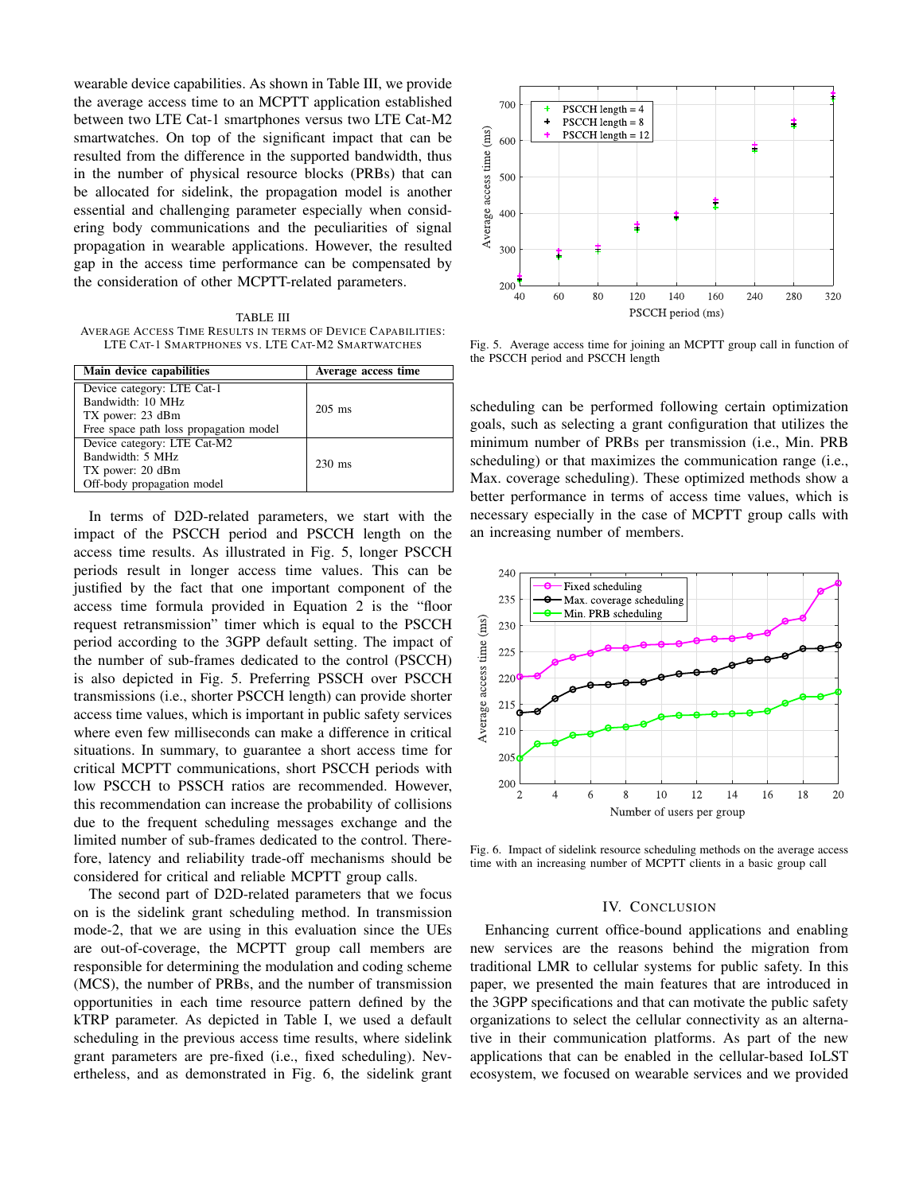wearable device capabilities. As shown in Table III, we provide the average access time to an MCPTT application established between two LTE Cat-1 smartphones versus two LTE Cat-M2 smartwatches. On top of the significant impact that can be resulted from the difference in the supported bandwidth, thus in the number of physical resource blocks (PRBs) that can be allocated for sidelink, the propagation model is another essential and challenging parameter especially when considering body communications and the peculiarities of signal propagation in wearable applications. However, the resulted gap in the access time performance can be compensated by the consideration of other MCPTT-related parameters.

TABLE III
AVERAGE ACCESS TIME RESULTS IN TERMS OF DEVICE CAPABILITIES: LTE CAT-1 SMARTPHONES VS. LTE CAT-M2 SMARTWATCHES

| Main device capabilities | Average access time |
|---|---|
| Device category: LTE Cat-1<br>Bandwidth: 10 MHz<br>TX power: 23 dBm<br>Free space path loss propagation model | 205 ms |
| Device category: LTE Cat-M2<br>Bandwidth: 5 MHz<br>TX power: 20 dBm<br>Off-body propagation model | 230 ms |

In terms of D2D-related parameters, we start with the impact of the PSCCH period and PSCCH length on the access time results. As illustrated in Fig. 5, longer PSCCH periods result in longer access time values. This can be justified by the fact that one important component of the access time formula provided in Equation 2 is the "floor request retransmission" timer which is equal to the PSCCH period according to the 3GPP default setting. The impact of the number of sub-frames dedicated to the control (PSCCH) is also depicted in Fig. 5. Preferring PSSCH over PSCCH transmissions (i.e., shorter PSCCH length) can provide shorter access time values, which is important in public safety services where even few milliseconds can make a difference in critical situations. In summary, to guarantee a short access time for critical MCPTT communications, short PSCCH periods with low PSCCH to PSSCH ratios are recommended. However, this recommendation can increase the probability of collisions due to the frequent scheduling messages exchange and the limited number of sub-frames dedicated to the control. Therefore, latency and reliability trade-off mechanisms should be considered for critical and reliable MCPTT group calls.

The second part of D2D-related parameters that we focus on is the sidelink grant scheduling method. In transmission mode-2, that we are using in this evaluation since the UEs are out-of-coverage, the MCPTT group call members are responsible for determining the modulation and coding scheme (MCS), the number of PRBs, and the number of transmission opportunities in each time resource pattern defined by the kTRP parameter. As depicted in Table I, we used a default scheduling in the previous access time results, where sidelink grant parameters are pre-fixed (i.e., fixed scheduling). Nevertheless, and as demonstrated in Fig. 6, the sidelink grant scheduling can be performed following certain optimization goals, such as selecting a grant configuration that utilizes the minimum number of PRBs per transmission (i.e., Min. PRB scheduling) or that maximizes the communication range (i.e., Max. coverage scheduling). These optimized methods show a better performance in terms of access time values, which is necessary especially in the case of MCPTT group calls with an increasing number of members.

Fig. 5. Average access time for joining an MCPTT group call in function of the PSCCH period and PSCCH length

Fig. 6. Impact of sidelink resource scheduling methods on the average access time with an increasing number of MCPTT clients in a basic group call

## IV. CONCLUSION

Enhancing current office-bound applications and enabling new services are the reasons behind the migration from traditional LMR to cellular systems for public safety. In this paper, we presented the main features that are introduced in the 3GPP specifications and that can motivate the public safety organizations to select the cellular connectivity as an alternative in their communication platforms. As part of the new applications that can be enabled in the cellular-based IoLST ecosystem, we focused on wearable services and we provided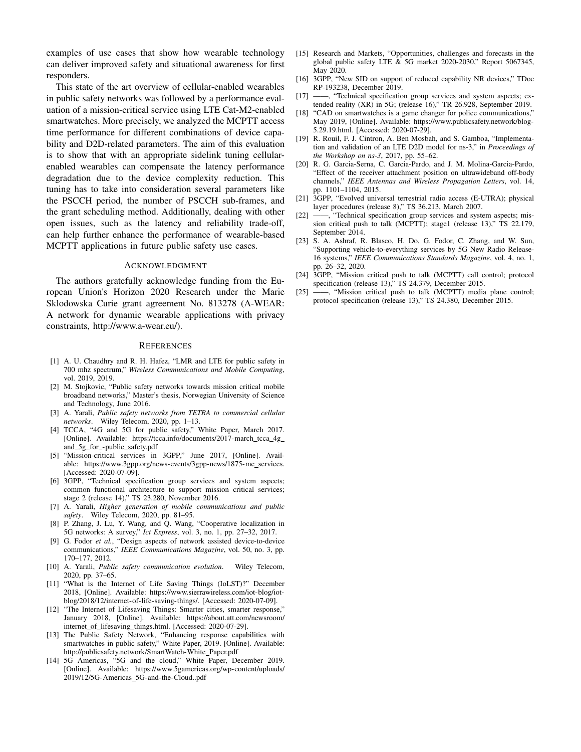examples of use cases that show how wearable technology can deliver improved safety and situational awareness for first responders.

This state of the art overview of cellular-enabled wearables in public safety networks was followed by a performance evaluation of a mission-critical service using LTE Cat-M2-enabled smartwatches. More precisely, we analyzed the MCPTT access time performance for different combinations of device capability and D2D-related parameters. The aim of this evaluation is to show that with an appropriate sidelink tuning cellular-enabled wearables can compensate the latency performance degradation due to the device complexity reduction. This tuning has to take into consideration several parameters like the PSCCH period, the number of PSCCH sub-frames, and the grant scheduling method. Additionally, dealing with other open issues, such as the latency and reliability trade-off, can help further enhance the performance of wearable-based MCPTT applications in future public safety use cases.

## Acknowledgment

The authors gratefully acknowledge funding from the European Union's Horizon 2020 Research under the Marie Sklodowska Curie grant agreement No. 813278 (A-WEAR: A network for dynamic wearable applications with privacy constraints, http://www.a-wear.eu/).

## References

[1] A. U. Chaudhry and R. H. Hafez, "LMR and LTE for public safety in 700 mhz spectrum," *Wireless Communications and Mobile Computing*, vol. 2019, 2019.

[2] M. Stojkovic, "Public safety networks towards mission critical mobile broadband networks," Master's thesis, Norwegian University of Science and Technology, June 2016.

[3] A. Yarali, *Public safety networks from TETRA to commercial cellular networks*. Wiley Telecom, 2020, pp. 1–13.

[4] TCCA, "4G and 5G for public safety," White Paper, March 2017. [Online]. Available: https://tcca.info/documents/2017-march_tcca_4g_and_5g_for_-public_safety.pdf

[5] "Mission-critical services in 3GPP," June 2017, [Online]. Available: https://www.3gpp.org/news-events/3gpp-news/1875-mc_services. [Accessed: 2020-07-09].

[6] 3GPP, "Technical specification group services and system aspects; common functional architecture to support mission critical services; stage 2 (release 14)," TS 23.280, November 2016.

[7] A. Yarali, *Higher generation of mobile communications and public safety*. Wiley Telecom, 2020, pp. 81–95.

[8] P. Zhang, J. Lu, Y. Wang, and Q. Wang, "Cooperative localization in 5G networks: A survey," *Ict Express*, vol. 3, no. 1, pp. 27–32, 2017.

[9] G. Fodor *et al.*, "Design aspects of network assisted device-to-device communications," *IEEE Communications Magazine*, vol. 50, no. 3, pp. 170–177, 2012.

[10] A. Yarali, *Public safety communication evolution*. Wiley Telecom, 2020, pp. 37–65.

[11] "What is the Internet of Life Saving Things (IoLST)?" December 2018, [Online]. Available: https://www.sierrawireless.com/iot-blog/iot-blog/2018/12/internet-of-life-saving-things/. [Accessed: 2020-07-09].

[12] "The Internet of Lifesaving Things: Smarter cities, smarter response," January 2018, [Online]. Available: https://about.att.com/newsroom/internet_of_lifesaving_things.html. [Accessed: 2020-07-29].

[13] The Public Safety Network, "Enhancing response capabilities with smartwatches in public safety," White Paper, 2019. [Online]. Available: http://publicsafety.network/SmartWatch-White_Paper.pdf

[14] 5G Americas, "5G and the cloud," White Paper, December 2019. [Online]. Available: https://www.5gamericas.org/wp-content/uploads/2019/12/5G-Americas_5G-and-the-Cloud..pdf

[15] Research and Markets, "Opportunities, challenges and forecasts in the global public safety LTE & 5G market 2020-2030," Report 5067345, May 2020.

[16] 3GPP, "New SID on support of reduced capability NR devices," TDoc RP-193238, December 2019.

[17] ——, "Technical specification group services and system aspects; extended reality (XR) in 5G; (release 16)," TR 26.928, September 2019.

[18] "CAD on smartwatches is a game changer for police communications," May 2019, [Online]. Available: https://www.publicsafety.network/blog-5.29.19.html. [Accessed: 2020-07-29].

[19] R. Rouil, F. J. Cintron, A. Ben Mosbah, and S. Gamboa, "Implementation and validation of an LTE D2D model for ns-3," in *Proceedings of the Workshop on ns-3*, 2017, pp. 55–62.

[20] R. G. Garcia-Serna, C. Garcia-Pardo, and J. M. Molina-Garcia-Pardo, "Effect of the receiver attachment position on ultrawideband off-body channels," *IEEE Antennas and Wireless Propagation Letters*, vol. 14, pp. 1101–1104, 2015.

[21] 3GPP, "Evolved universal terrestrial radio access (E-UTRA); physical layer procedures (release 8)," TS 36.213, March 2007.

[22] ——, "Technical specification group services and system aspects; mission critical push to talk (MCPTT); stage1 (release 13)," TS 22.179, September 2014.

[23] S. A. Ashraf, R. Blasco, H. Do, G. Fodor, C. Zhang, and W. Sun, "Supporting vehicle-to-everything services by 5G New Radio Release-16 systems," *IEEE Communications Standards Magazine*, vol. 4, no. 1, pp. 26–32, 2020.

[24] 3GPP, "Mission critical push to talk (MCPTT) call control; protocol specification (release 13)," TS 24.379, December 2015.

[25] ——, "Mission critical push to talk (MCPTT) media plane control; protocol specification (release 13)," TS 24.380, December 2015.